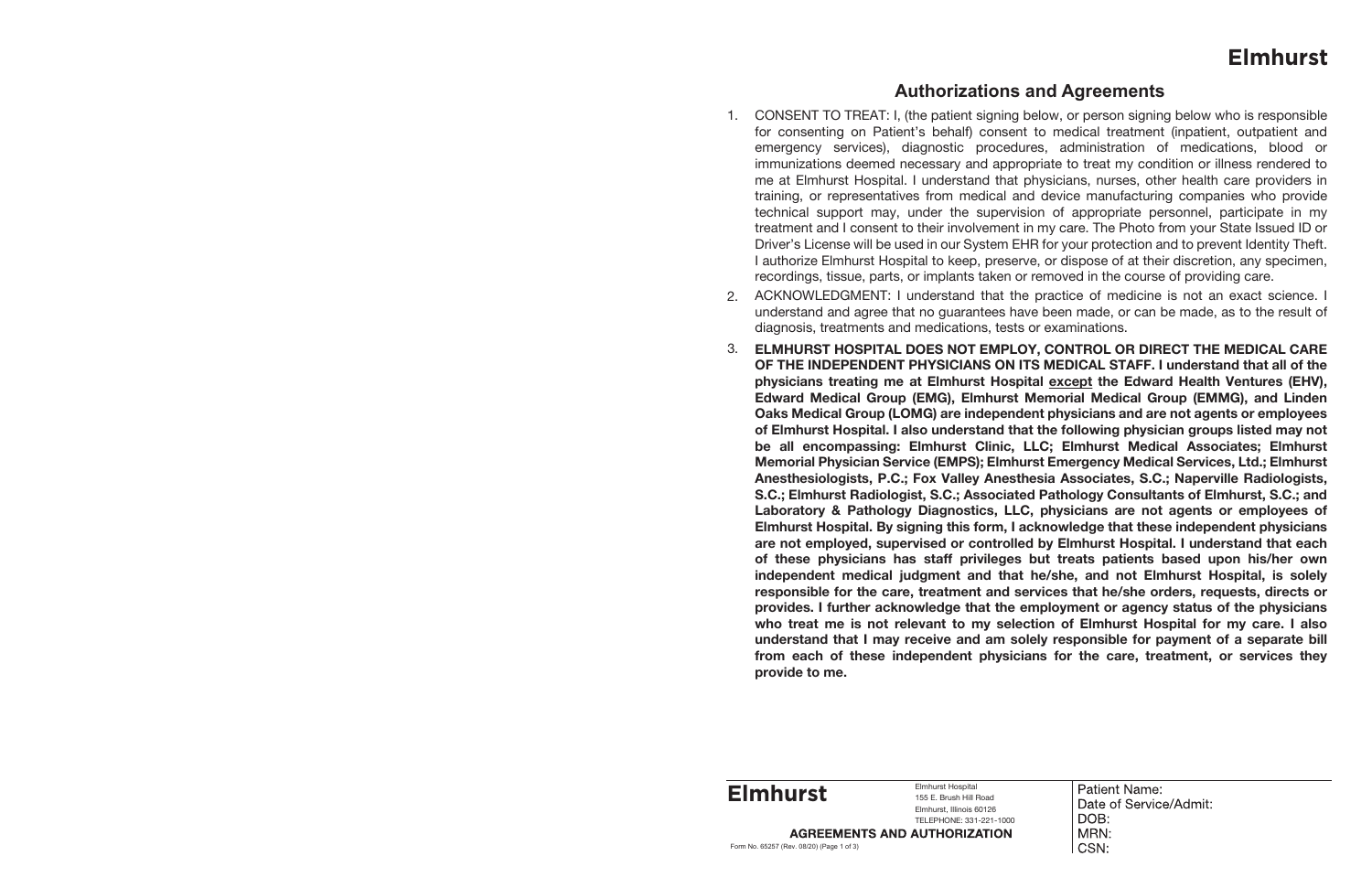Elmhurst

## Authorizations and Agreements

1. CONSENT TO TREAT: I, (the patient signing below, or person signing below who is responsible for consenting on Patient's behalf) consent to medical treatment (inpatient, outpatient and emergency services), diagnostic procedures, administration of medications, blood or immunizations deemed necessary and appropriate to treat my condition or illness rendered to me at Elmhurst Hospital. I understand that physicians, nurses, other health care providers in training, or representatives from medical and device manufacturing companies who provide technical support may, under the supervision of appropriate personnel, participate in my treatment and I consent to their involvement in my care. The Photo from your State Issued ID or Driver's License will be used in our System EHR for your protection and to prevent Identity Theft. I authorize Elmhurst Hospital to keep, preserve, or dispose of at their discretion, any specimen, recordings, tissue, parts, or implants taken or removed in the course of providing care.

2. ACKNOWLEDGMENT: I understand that the practice of medicine is not an exact science. I understand and agree that no guarantees have been made, or can be made, as to the result of diagnosis, treatments and medications, tests or examinations.

3. **ELMHURST HOSPITAL DOES NOT EMPLOY, CONTROL OR DIRECT THE MEDICAL CARE OF THE INDEPENDENT PHYSICIANS ON ITS MEDICAL STAFF. I understand that all of the physicians treating me at Elmhurst Hospital <u>except</u> the Edward Health Ventures (EHV), Edward Medical Group (EMG), Elmhurst Memorial Medical Group (EMMG), and Linden Oaks Medical Group (LOMG) are independent physicians and are not agents or employees of Elmhurst Hospital. I also understand that the following physician groups listed may not be all encompassing: Elmhurst Clinic, LLC; Elmhurst Medical Associates; Elmhurst Memorial Physician Service (EMPS); Elmhurst Emergency Medical Services, Ltd.; Elmhurst Anesthesiologists, P.C.; Fox Valley Anesthesia Associates, S.C.; Naperville Radiologists, S.C.; Elmhurst Radiologist, S.C.; Associated Pathology Consultants of Elmhurst, S.C.; and Laboratory & Pathology Diagnostics, LLC, physicians are not agents or employees of Elmhurst Hospital. By signing this form, I acknowledge that these independent physicians are not employed, supervised or controlled by Elmhurst Hospital. I understand that each of these physicians has staff privileges but treats patients based upon his/her own independent medical judgment and that he/she, and not Elmhurst Hospital, is solely responsible for the care, treatment and services that he/she orders, requests, directs or provides. I further acknowledge that the employment or agency status of the physicians who treat me is not relevant to my selection of Elmhurst Hospital for my care. I also understand that I may receive and am solely responsible for payment of a separate bill from each of these independent physicians for the care, treatment, or services they provide to me.**

**Elmhurst**

Elmhurst Hospital
155 E. Brush Hill Road
Elmhurst, Illinois 60126
TELEPHONE: 331-221-1000

**AGREEMENTS AND AUTHORIZATION**

Form No. 65257 (Rev. 08/20) (Page 1 of 3)

Patient Name:
Date of Service/Admit:
DOB:
MRN:
CSN: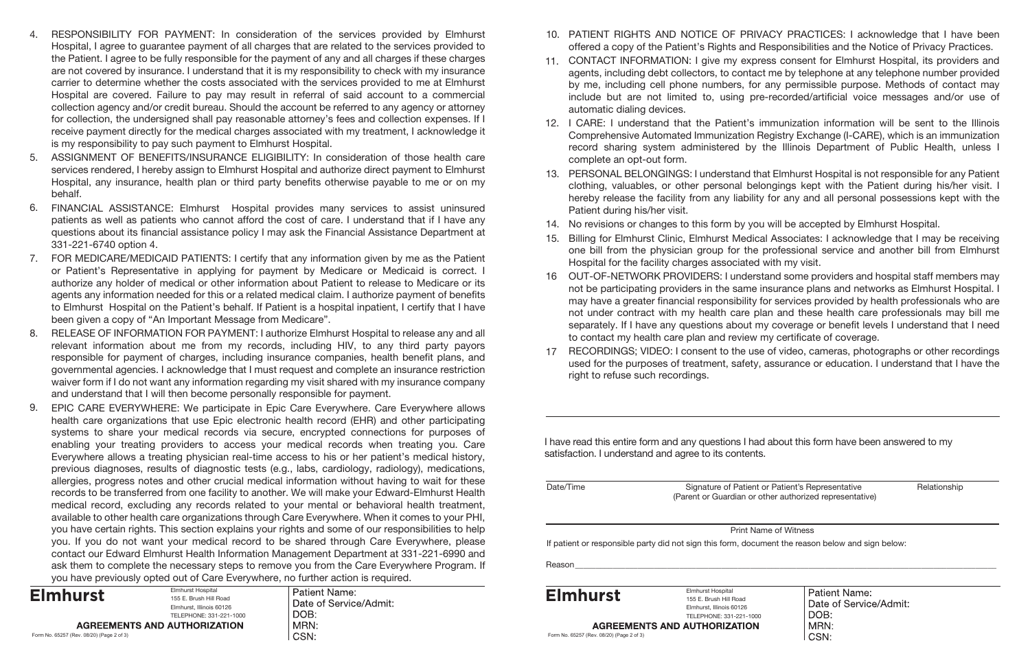4. RESPONSIBILITY FOR PAYMENT: In consideration of the services provided by Elmhurst Hospital, I agree to guarantee payment of all charges that are related to the services provided to the Patient. I agree to be fully responsible for the payment of any and all charges if these charges are not covered by insurance. I understand that it is my responsibility to check with my insurance carrier to determine whether the costs associated with the services provided to me at Elmhurst Hospital are covered. Failure to pay may result in referral of said account to a commercial collection agency and/or credit bureau. Should the account be referred to any agency or attorney for collection, the undersigned shall pay reasonable attorney's fees and collection expenses. If I receive payment directly for the medical charges associated with my treatment, I acknowledge it is my responsibility to pay such payment to Elmhurst Hospital.
5. ASSIGNMENT OF BENEFITS/INSURANCE ELIGIBILITY: In consideration of those health care services rendered, I hereby assign to Elmhurst Hospital and authorize direct payment to Elmhurst Hospital, any insurance, health plan or third party benefits otherwise payable to me or on my behalf.
6. FINANCIAL ASSISTANCE: Elmhurst Hospital provides many services to assist uninsured patients as well as patients who cannot afford the cost of care. I understand that if I have any questions about its financial assistance policy I may ask the Financial Assistance Department at 331-221-6740 option 4.
7. FOR MEDICARE/MEDICAID PATIENTS: I certify that any information given by me as the Patient or Patient's Representative in applying for payment by Medicare or Medicaid is correct. I authorize any holder of medical or other information about Patient to release to Medicare or its agents any information needed for this or a related medical claim. I authorize payment of benefits to Elmhurst Hospital on the Patient's behalf. If Patient is a hospital inpatient, I certify that I have been given a copy of "An Important Message from Medicare".
8. RELEASE OF INFORMATION FOR PAYMENT: I authorize Elmhurst Hospital to release any and all relevant information about me from my records, including HIV, to any third party payors responsible for payment of charges, including insurance companies, health benefit plans, and governmental agencies. I acknowledge that I must request and complete an insurance restriction waiver form if I do not want any information regarding my visit shared with my insurance company and understand that I will then become personally responsible for payment.
9. EPIC CARE EVERYWHERE: We participate in Epic Care Everywhere. Care Everywhere allows health care organizations that use Epic electronic health record (EHR) and other participating systems to share your medical records via secure, encrypted connections for purposes of enabling your treating providers to access your medical records when treating you. Care Everywhere allows a treating physician real-time access to his or her patient's medical history, previous diagnoses, results of diagnostic tests (e.g., labs, cardiology, radiology), medications, allergies, progress notes and other crucial medical information without having to wait for these records to be transferred from one facility to another. We will make your Edward-Elmhurst Health medical record, excluding any records related to your mental or behavioral health treatment, available to other health care organizations through Care Everywhere. When it comes to your PHI, you have certain rights. This section explains your rights and some of our responsibilities to help you. If you do not want your medical record to be shared through Care Everywhere, please contact our Edward Elmhurst Health Information Management Department at 331-221-6990 and ask them to complete the necessary steps to remove you from the Care Everywhere Program. If you have previously opted out of Care Everywhere, no further action is required.
10. PATIENT RIGHTS AND NOTICE OF PRIVACY PRACTICES: I acknowledge that I have been offered a copy of the Patient's Rights and Responsibilities and the Notice of Privacy Practices.
11. CONTACT INFORMATION: I give my express consent for Elmhurst Hospital, its providers and agents, including debt collectors, to contact me by telephone at any telephone number provided by me, including cell phone numbers, for any permissible purpose. Methods of contact may include but are not limited to, using pre-recorded/artificial voice messages and/or use of automatic dialing devices.
12. I CARE: I understand that the Patient's immunization information will be sent to the Illinois Comprehensive Automated Immunization Registry Exchange (I-CARE), which is an immunization record sharing system administered by the Illinois Department of Public Health, unless I complete an opt-out form.
13. PERSONAL BELONGINGS: I understand that Elmhurst Hospital is not responsible for any Patient clothing, valuables, or other personal belongings kept with the Patient during his/her visit. I hereby release the facility from any liability for any and all personal possessions kept with the Patient during his/her visit.
14. No revisions or changes to this form by you will be accepted by Elmhurst Hospital.
15. Billing for Elmhurst Clinic, Elmhurst Medical Associates: I acknowledge that I may be receiving one bill from the physician group for the professional service and another bill from Elmhurst Hospital for the facility charges associated with my visit.
16. OUT-OF-NETWORK PROVIDERS: I understand some providers and hospital staff members may not be participating providers in the same insurance plans and networks as Elmhurst Hospital. I may have a greater financial responsibility for services provided by health professionals who are not under contract with my health care plan and these health care professionals may bill me separately. If I have any questions about my coverage or benefit levels I understand that I need to contact my health care plan and review my certificate of coverage.
17. RECORDINGS; VIDEO: I consent to the use of video, cameras, photographs or other recordings used for the purposes of treatment, safety, assurance or education. I understand that I have the right to refuse such recordings.

I have read this entire form and any questions I had about this form have been answered to my satisfaction. I understand and agree to its contents.

Date/Time

Signature of Patient or Patient's Representative (Parent or Guardian or other authorized representative)

Relationship

Print Name of Witness

If patient or responsible party did not sign this form, document the reason below and sign below:

Reason ____________________

**Elmhurst**

Elmhurst Hospital
155 E. Brush Hill Road
Elmhurst, Illinois 60126
TELEPHONE: 331-221-1000

**AGREEMENTS AND AUTHORIZATION**

Form No. 65257 (Rev. 08/20) (Page 2 of 3)

Patient Name:
Date of Service/Admit:
DOB:
MRN:
CSN: